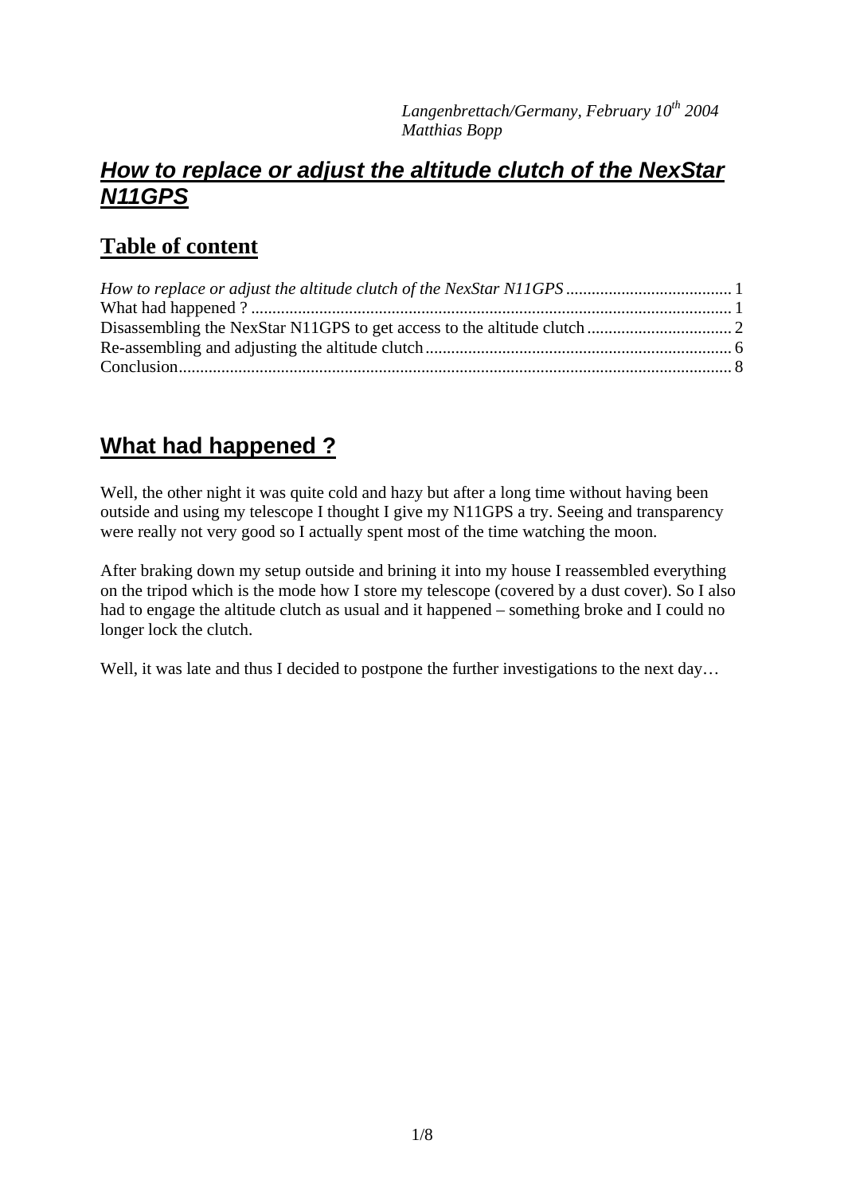*Langenbrettach/Germany, February 10th 2004*
*Matthias Bopp*

# ***How to replace or adjust the altitude clutch of the NexStar N11GPS***

## Table of content

*How to replace or adjust the altitude clutch of the NexStar N11GPS* ....................................... 1
What had happened ? ................................................................................................................. 1
Disassembling the NexStar N11GPS to get access to the altitude clutch .................................. 2
Re-assembling and adjusting the altitude clutch ....................................................................... 6
Conclusion ................................................................................................................................. 8

## What had happened ?

Well, the other night it was quite cold and hazy but after a long time without having been outside and using my telescope I thought I give my N11GPS a try. Seeing and transparency were really not very good so I actually spent most of the time watching the moon.

After braking down my setup outside and brining it into my house I reassembled everything on the tripod which is the mode how I store my telescope (covered by a dust cover). So I also had to engage the altitude clutch as usual and it happened – something broke and I could no longer lock the clutch.

Well, it was late and thus I decided to postpone the further investigations to the next day…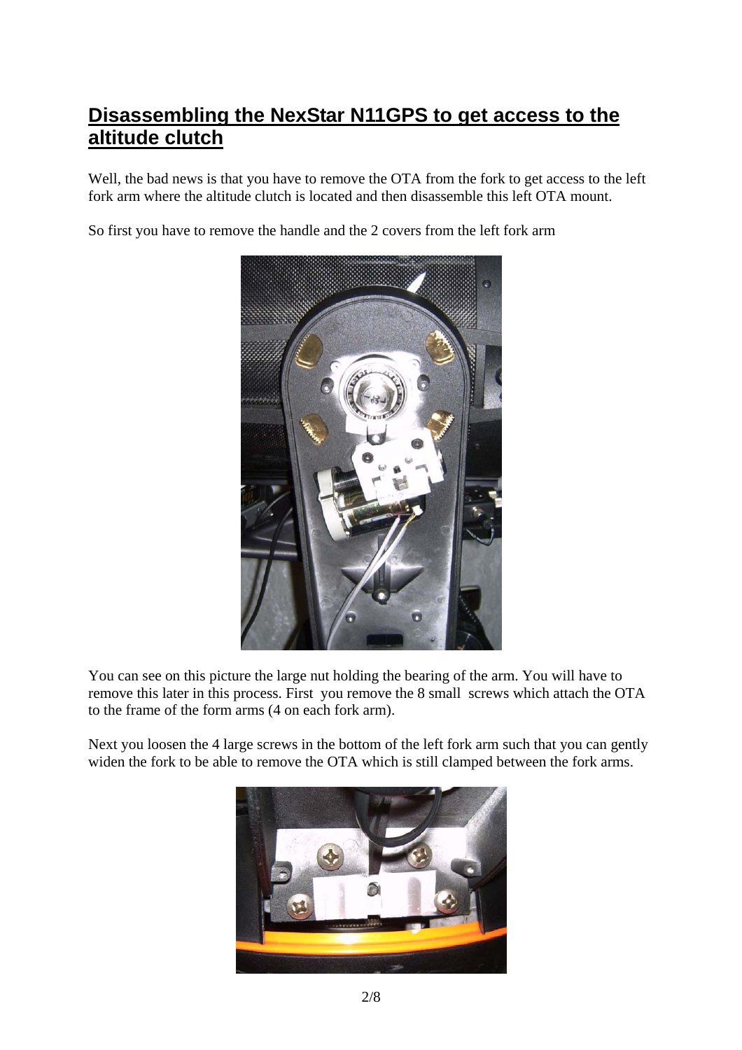# Disassembling the NexStar N11GPS to get access to the altitude clutch

Well, the bad news is that you have to remove the OTA from the fork to get access to the left fork arm where the altitude clutch is located and then disassemble this left OTA mount.

So first you have to remove the handle and the 2 covers from the left fork arm

You can see on this picture the large nut holding the bearing of the arm. You will have to remove this later in this process. First you remove the 8 small screws which attach the OTA to the frame of the form arms (4 on each fork arm).

Next you loosen the 4 large screws in the bottom of the left fork arm such that you can gently widen the fork to be able to remove the OTA which is still clamped between the fork arms.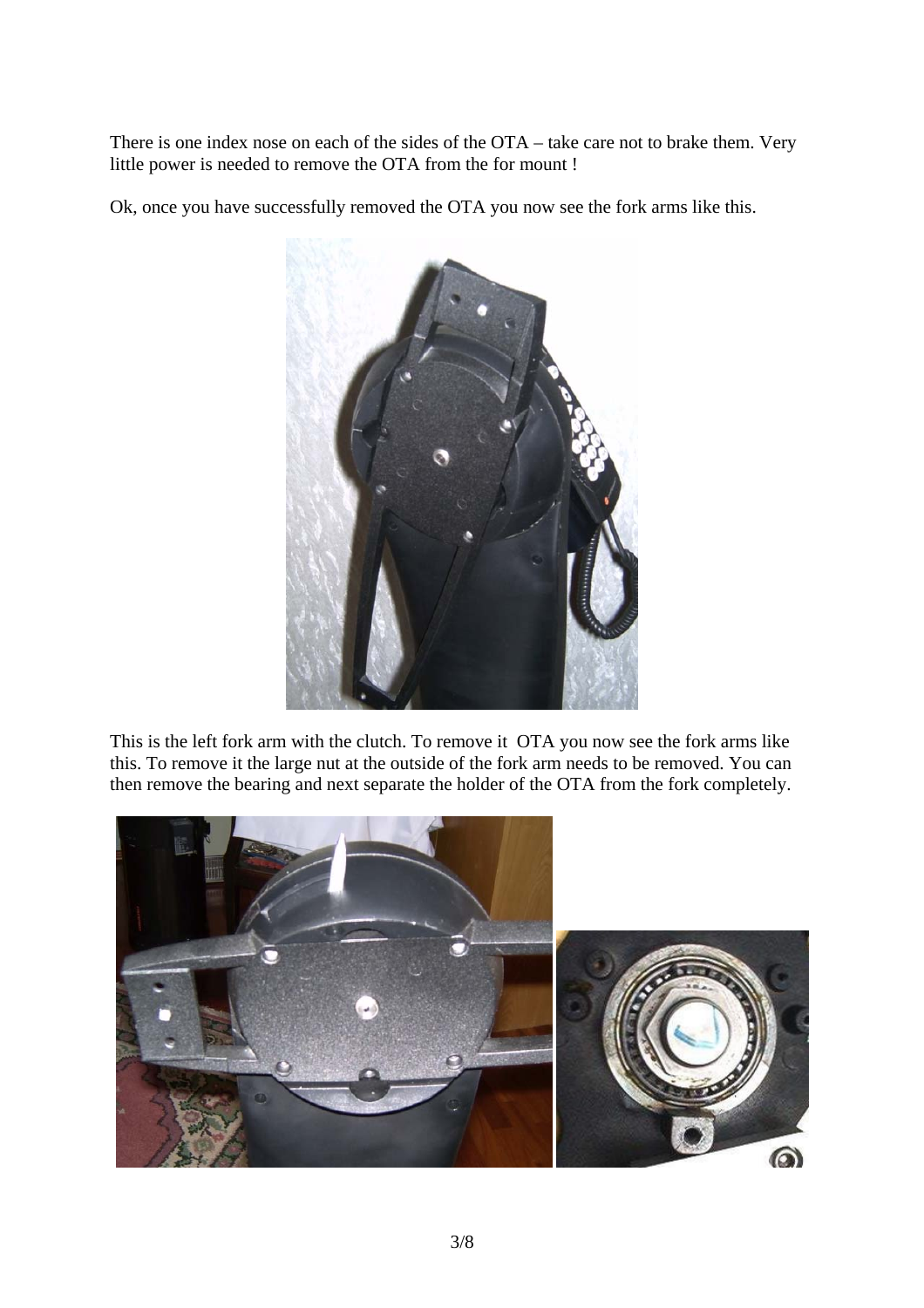There is one index nose on each of the sides of the OTA – take care not to brake them. Very little power is needed to remove the OTA from the for mount !

Ok, once you have successfully removed the OTA you now see the fork arms like this.

This is the left fork arm with the clutch. To remove it  OTA you now see the fork arms like this. To remove it the large nut at the outside of the fork arm needs to be removed. You can then remove the bearing and next separate the holder of the OTA from the fork completely.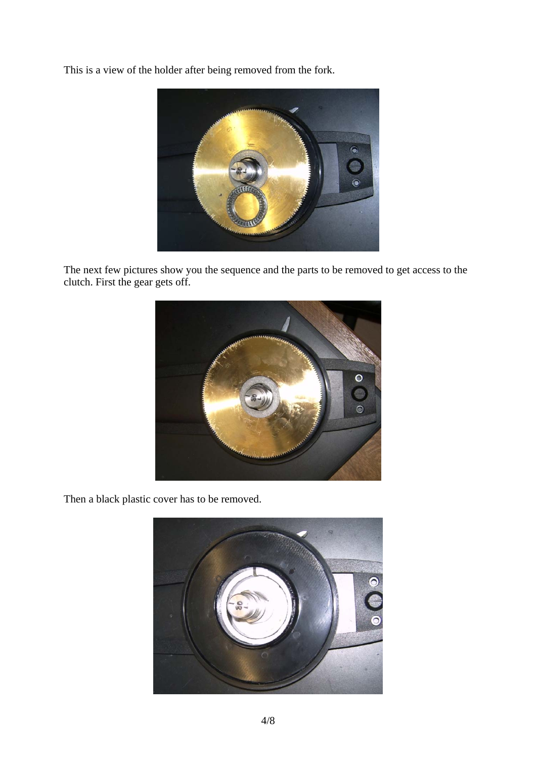This is a view of the holder after being removed from the fork.

The next few pictures show you the sequence and the parts to be removed to get access to the clutch. First the gear gets off.

Then a black plastic cover has to be removed.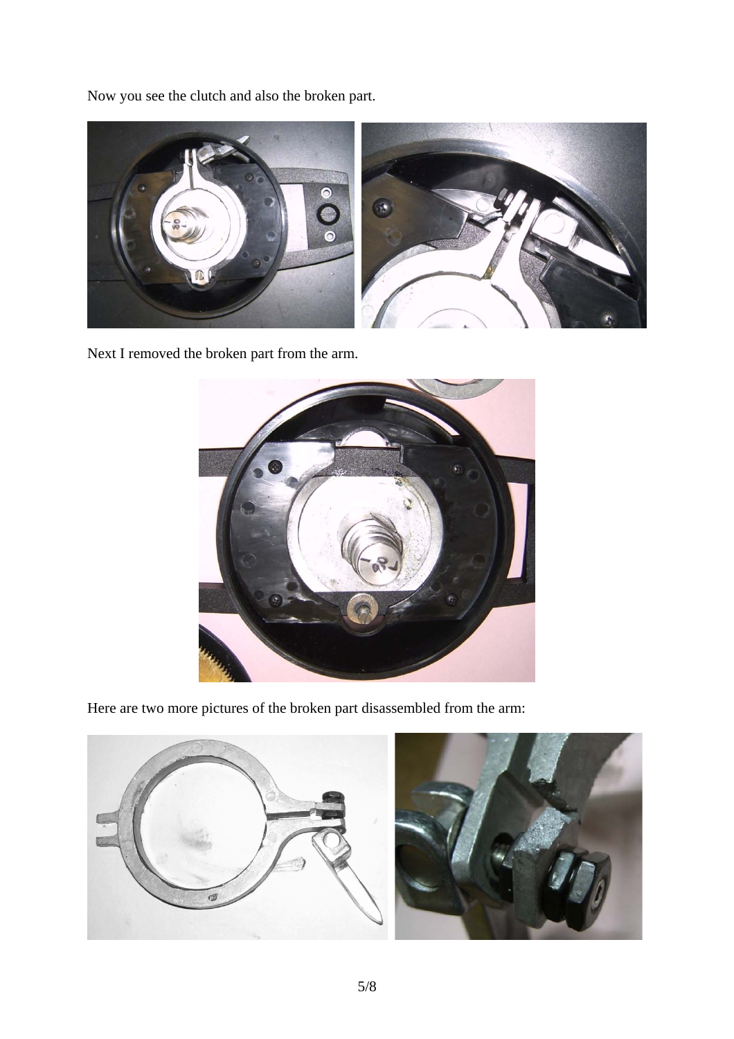Now you see the clutch and also the broken part.

Next I removed the broken part from the arm.

Here are two more pictures of the broken part disassembled from the arm: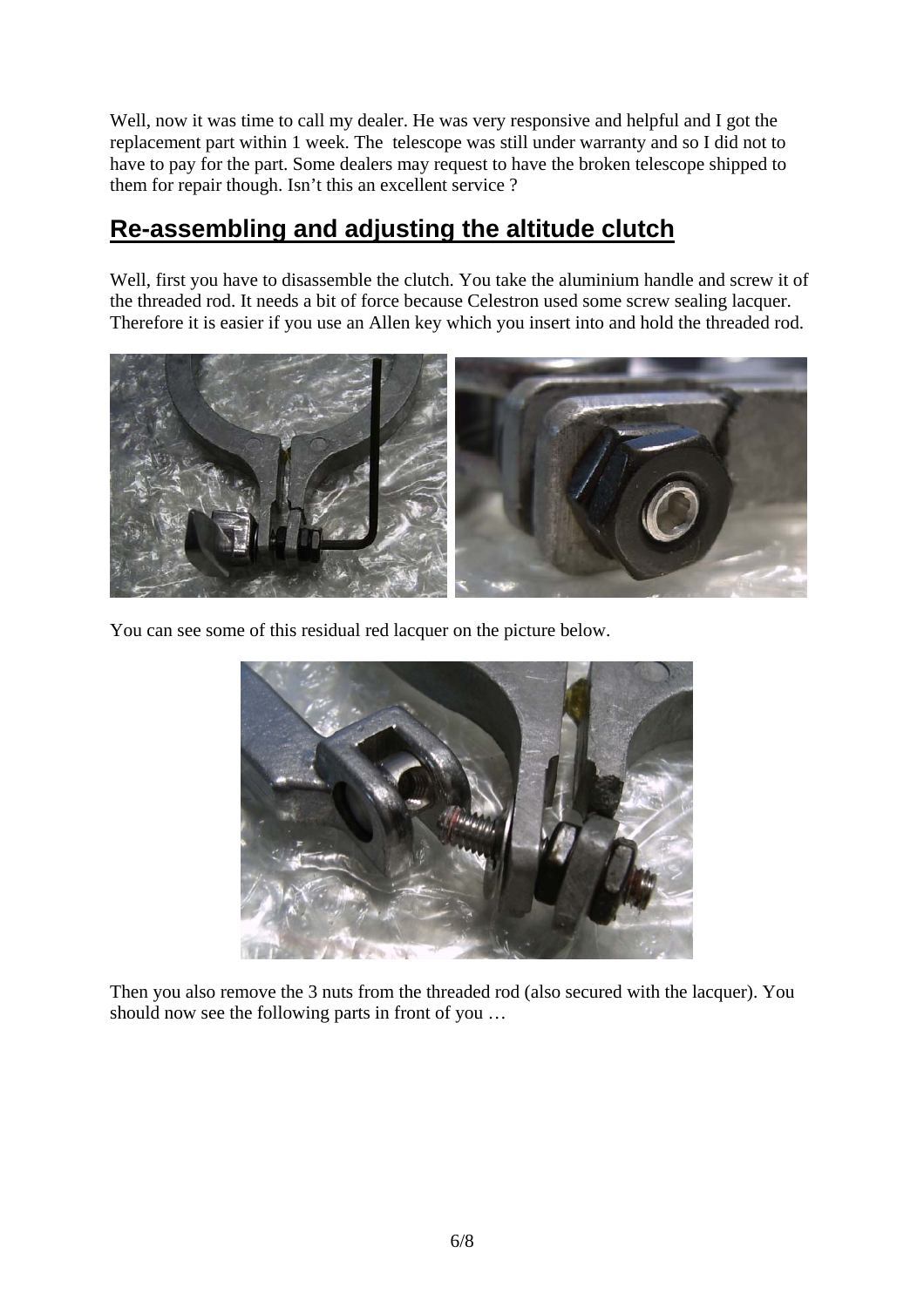Well, now it was time to call my dealer. He was very responsive and helpful and I got the replacement part within 1 week. The telescope was still under warranty and so I did not to have to pay for the part. Some dealers may request to have the broken telescope shipped to them for repair though. Isn't this an excellent service ?

## Re-assembling and adjusting the altitude clutch

Well, first you have to disassemble the clutch. You take the aluminium handle and screw it of the threaded rod. It needs a bit of force because Celestron used some screw sealing lacquer. Therefore it is easier if you use an Allen key which you insert into and hold the threaded rod.

You can see some of this residual red lacquer on the picture below.

Then you also remove the 3 nuts from the threaded rod (also secured with the lacquer). You should now see the following parts in front of you …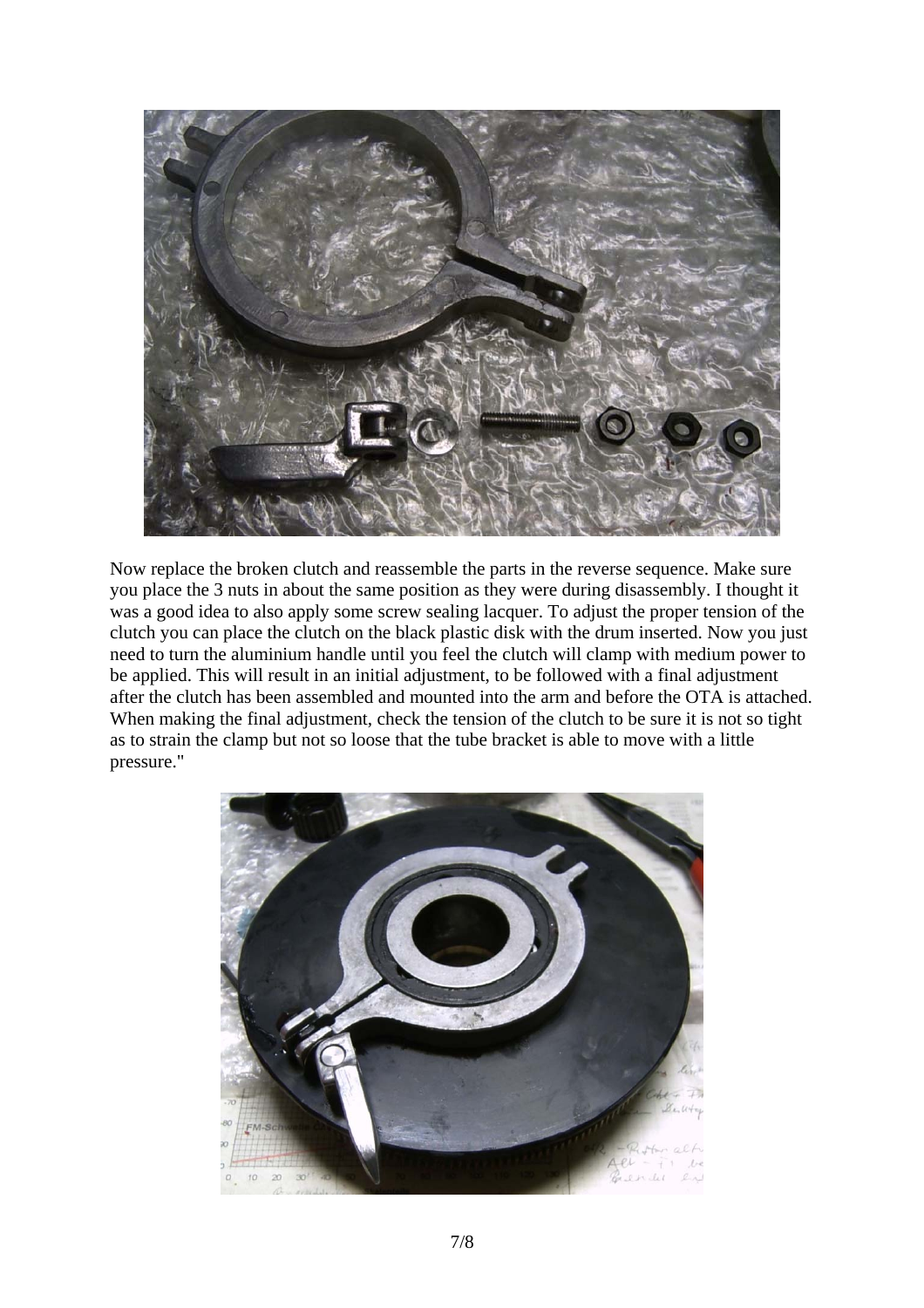Now replace the broken clutch and reassemble the parts in the reverse sequence. Make sure you place the 3 nuts in about the same position as they were during disassembly. I thought it was a good idea to also apply some screw sealing lacquer. To adjust the proper tension of the clutch you can place the clutch on the black plastic disk with the drum inserted. Now you just need to turn the aluminium handle until you feel the clutch will clamp with medium power to be applied. This will result in an initial adjustment, to be followed with a final adjustment after the clutch has been assembled and mounted into the arm and before the OTA is attached. When making the final adjustment, check the tension of the clutch to be sure it is not so tight as to strain the clamp but not so loose that the tube bracket is able to move with a little pressure."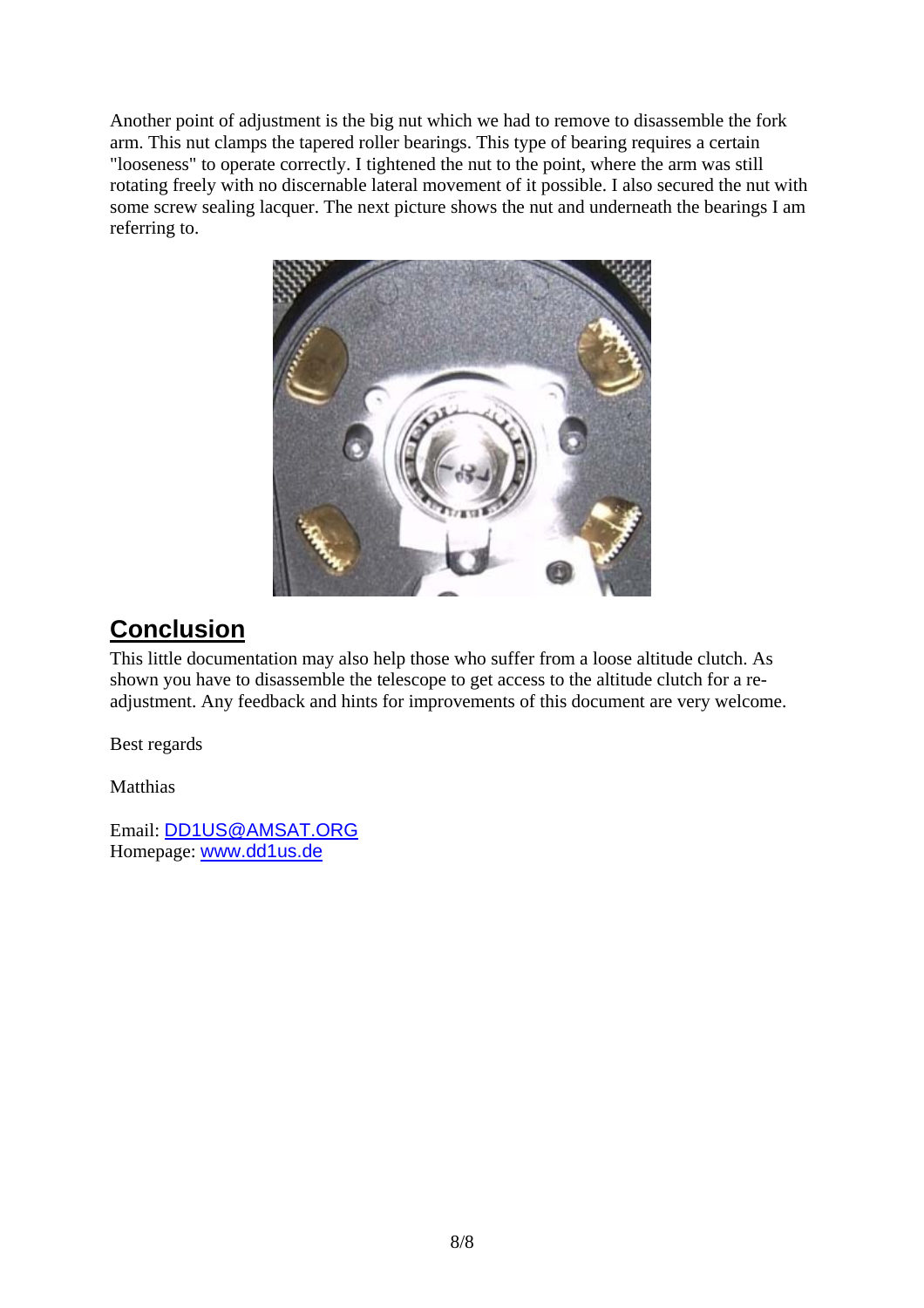Another point of adjustment is the big nut which we had to remove to disassemble the fork arm. This nut clamps the tapered roller bearings. This type of bearing requires a certain "looseness" to operate correctly. I tightened the nut to the point, where the arm was still rotating freely with no discernable lateral movement of it possible. I also secured the nut with some screw sealing lacquer. The next picture shows the nut and underneath the bearings I am referring to.

## Conclusion

This little documentation may also help those who suffer from a loose altitude clutch. As shown you have to disassemble the telescope to get access to the altitude clutch for a re-adjustment. Any feedback and hints for improvements of this document are very welcome.

Best regards

Matthias

Email: DD1US@AMSAT.ORG
Homepage: www.dd1us.de